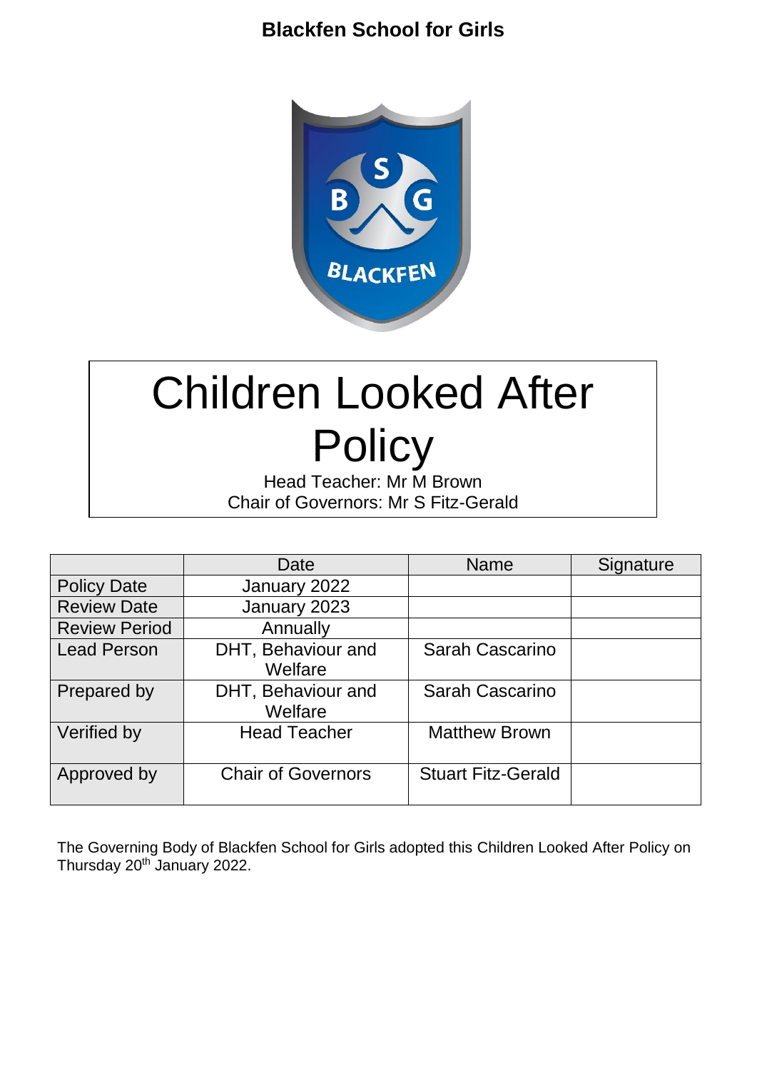# Blackfen School for Girls

# Children Looked After Policy

Head Teacher: Mr M Brown
Chair of Governors: Mr S Fitz-Gerald

| | Date | Name | Signature |
|---|---|---|---|
| Policy Date | January 2022 | | |
| Review Date | January 2023 | | |
| Review Period | Annually | | |
| Lead Person | DHT, Behaviour and Welfare | Sarah Cascarino | |
| Prepared by | DHT, Behaviour and Welfare | Sarah Cascarino | |
| Verified by | Head Teacher | Matthew Brown | |
| Approved by | Chair of Governors | Stuart Fitz-Gerald | |

The Governing Body of Blackfen School for Girls adopted this Children Looked After Policy on Thursday 20th January 2022.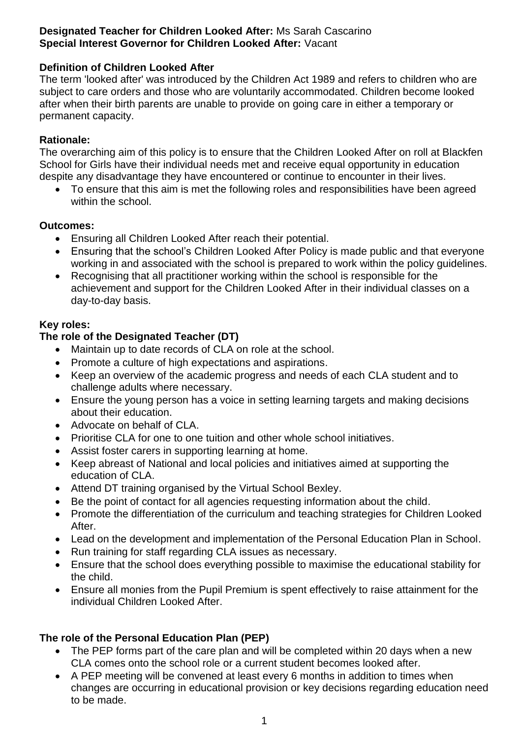**Designated Teacher for Children Looked After:** Ms Sarah Cascarino
**Special Interest Governor for Children Looked After:** Vacant

**Definition of Children Looked After**
The term 'looked after' was introduced by the Children Act 1989 and refers to children who are subject to care orders and those who are voluntarily accommodated. Children become looked after when their birth parents are unable to provide on going care in either a temporary or permanent capacity.

**Rationale:**
The overarching aim of this policy is to ensure that the Children Looked After on roll at Blackfen School for Girls have their individual needs met and receive equal opportunity in education despite any disadvantage they have encountered or continue to encounter in their lives.

- To ensure that this aim is met the following roles and responsibilities have been agreed within the school.

**Outcomes:**

- Ensuring all Children Looked After reach their potential.
- Ensuring that the school's Children Looked After Policy is made public and that everyone working in and associated with the school is prepared to work within the policy guidelines.
- Recognising that all practitioner working within the school is responsible for the achievement and support for the Children Looked After in their individual classes on a day-to-day basis.

**Key roles:**

**The role of the Designated Teacher (DT)**

- Maintain up to date records of CLA on role at the school.
- Promote a culture of high expectations and aspirations.
- Keep an overview of the academic progress and needs of each CLA student and to challenge adults where necessary.
- Ensure the young person has a voice in setting learning targets and making decisions about their education.
- Advocate on behalf of CLA.
- Prioritise CLA for one to one tuition and other whole school initiatives.
- Assist foster carers in supporting learning at home.
- Keep abreast of National and local policies and initiatives aimed at supporting the education of CLA.
- Attend DT training organised by the Virtual School Bexley.
- Be the point of contact for all agencies requesting information about the child.
- Promote the differentiation of the curriculum and teaching strategies for Children Looked After.
- Lead on the development and implementation of the Personal Education Plan in School.
- Run training for staff regarding CLA issues as necessary.
- Ensure that the school does everything possible to maximise the educational stability for the child.
- Ensure all monies from the Pupil Premium is spent effectively to raise attainment for the individual Children Looked After.

**The role of the Personal Education Plan (PEP)**

- The PEP forms part of the care plan and will be completed within 20 days when a new CLA comes onto the school role or a current student becomes looked after.
- A PEP meeting will be convened at least every 6 months in addition to times when changes are occurring in educational provision or key decisions regarding education need to be made.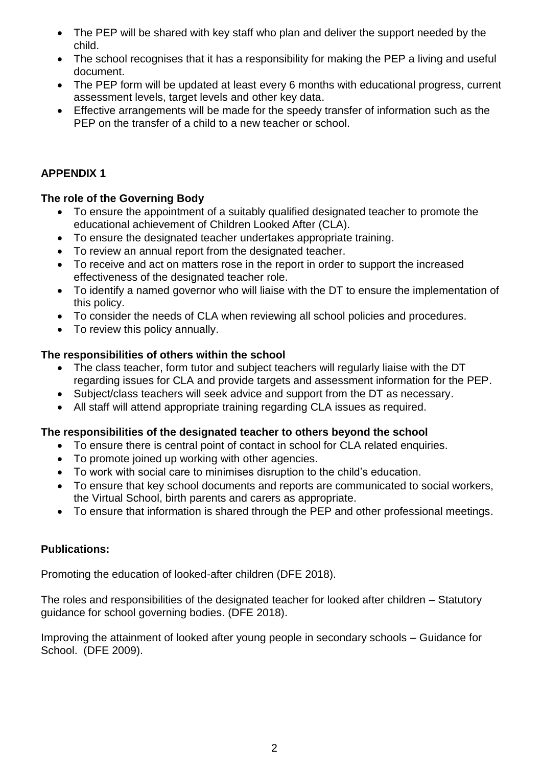- The PEP will be shared with key staff who plan and deliver the support needed by the child.
- The school recognises that it has a responsibility for making the PEP a living and useful document.
- The PEP form will be updated at least every 6 months with educational progress, current assessment levels, target levels and other key data.
- Effective arrangements will be made for the speedy transfer of information such as the PEP on the transfer of a child to a new teacher or school.

## APPENDIX 1

### The role of the Governing Body

- To ensure the appointment of a suitably qualified designated teacher to promote the educational achievement of Children Looked After (CLA).
- To ensure the designated teacher undertakes appropriate training.
- To review an annual report from the designated teacher.
- To receive and act on matters rose in the report in order to support the increased effectiveness of the designated teacher role.
- To identify a named governor who will liaise with the DT to ensure the implementation of this policy.
- To consider the needs of CLA when reviewing all school policies and procedures.
- To review this policy annually.

### The responsibilities of others within the school

- The class teacher, form tutor and subject teachers will regularly liaise with the DT regarding issues for CLA and provide targets and assessment information for the PEP.
- Subject/class teachers will seek advice and support from the DT as necessary.
- All staff will attend appropriate training regarding CLA issues as required.

### The responsibilities of the designated teacher to others beyond the school

- To ensure there is central point of contact in school for CLA related enquiries.
- To promote joined up working with other agencies.
- To work with social care to minimises disruption to the child's education.
- To ensure that key school documents and reports are communicated to social workers, the Virtual School, birth parents and carers as appropriate.
- To ensure that information is shared through the PEP and other professional meetings.

### Publications:

Promoting the education of looked-after children (DFE 2018).

The roles and responsibilities of the designated teacher for looked after children – Statutory guidance for school governing bodies. (DFE 2018).

Improving the attainment of looked after young people in secondary schools – Guidance for School. (DFE 2009).